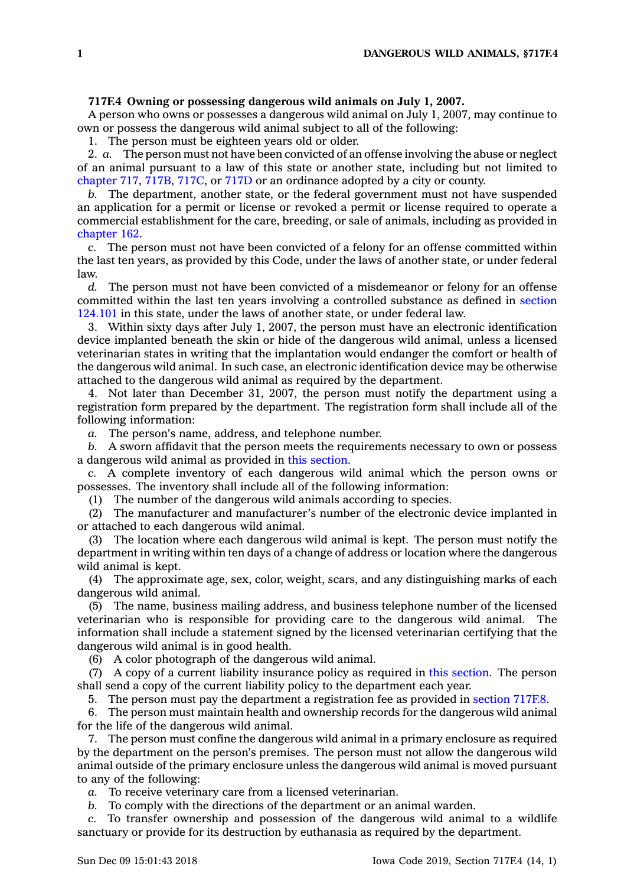**717F.4 Owning or possessing dangerous wild animals on July 1, 2007.**

A person who owns or possesses a dangerous wild animal on July 1, 2007, may continue to own or possess the dangerous wild animal subject to all of the following:

1. The person must be eighteen years old or older.

2. *a.* The person must not have been convicted of an offense involving the abuse or neglect of an animal pursuant to a law of this state or another state, including but not limited to chapter 717, 717B, 717C, or 717D or an ordinance adopted by a city or county.

*b.* The department, another state, or the federal government must not have suspended an application for a permit or license or revoked a permit or license required to operate a commercial establishment for the care, breeding, or sale of animals, including as provided in chapter 162.

*c.* The person must not have been convicted of a felony for an offense committed within the last ten years, as provided by this Code, under the laws of another state, or under federal law.

*d.* The person must not have been convicted of a misdemeanor or felony for an offense committed within the last ten years involving a controlled substance as defined in section 124.101 in this state, under the laws of another state, or under federal law.

3. Within sixty days after July 1, 2007, the person must have an electronic identification device implanted beneath the skin or hide of the dangerous wild animal, unless a licensed veterinarian states in writing that the implantation would endanger the comfort or health of the dangerous wild animal. In such case, an electronic identification device may be otherwise attached to the dangerous wild animal as required by the department.

4. Not later than December 31, 2007, the person must notify the department using a registration form prepared by the department. The registration form shall include all of the following information:

*a.* The person's name, address, and telephone number.

*b.* A sworn affidavit that the person meets the requirements necessary to own or possess a dangerous wild animal as provided in this section.

*c.* A complete inventory of each dangerous wild animal which the person owns or possesses. The inventory shall include all of the following information:

(1) The number of the dangerous wild animals according to species.

(2) The manufacturer and manufacturer's number of the electronic device implanted in or attached to each dangerous wild animal.

(3) The location where each dangerous wild animal is kept. The person must notify the department in writing within ten days of a change of address or location where the dangerous wild animal is kept.

(4) The approximate age, sex, color, weight, scars, and any distinguishing marks of each dangerous wild animal.

(5) The name, business mailing address, and business telephone number of the licensed veterinarian who is responsible for providing care to the dangerous wild animal. The information shall include a statement signed by the licensed veterinarian certifying that the dangerous wild animal is in good health.

(6) A color photograph of the dangerous wild animal.

(7) A copy of a current liability insurance policy as required in this section. The person shall send a copy of the current liability policy to the department each year.

5. The person must pay the department a registration fee as provided in section 717F.8.

6. The person must maintain health and ownership records for the dangerous wild animal for the life of the dangerous wild animal.

7. The person must confine the dangerous wild animal in a primary enclosure as required by the department on the person's premises. The person must not allow the dangerous wild animal outside of the primary enclosure unless the dangerous wild animal is moved pursuant to any of the following:

*a.* To receive veterinary care from a licensed veterinarian.

*b.* To comply with the directions of the department or an animal warden.

*c.* To transfer ownership and possession of the dangerous wild animal to a wildlife sanctuary or provide for its destruction by euthanasia as required by the department.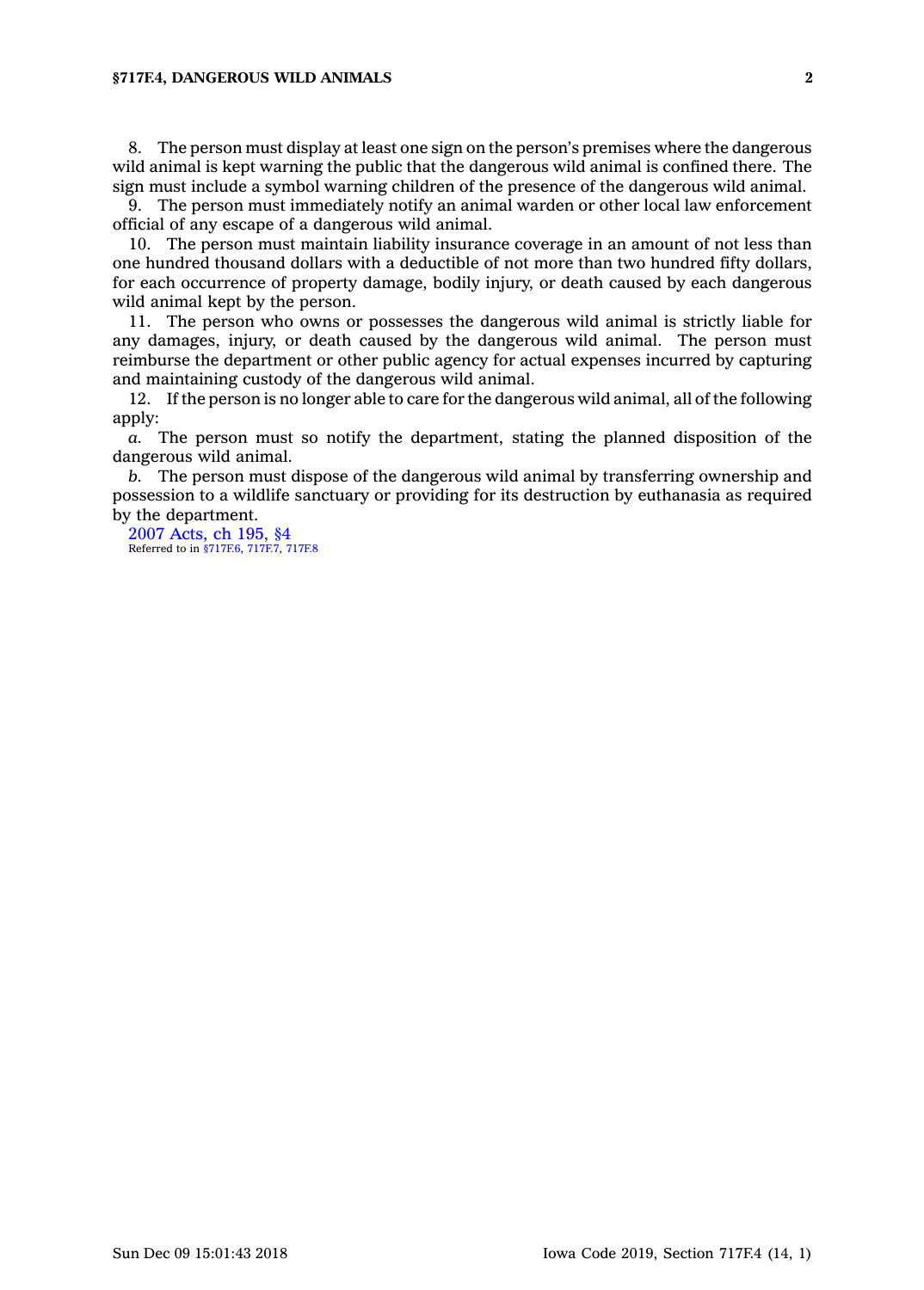8. The person must display at least one sign on the person's premises where the dangerous wild animal is kept warning the public that the dangerous wild animal is confined there. The sign must include a symbol warning children of the presence of the dangerous wild animal.

9. The person must immediately notify an animal warden or other local law enforcement official of any escape of a dangerous wild animal.

10. The person must maintain liability insurance coverage in an amount of not less than one hundred thousand dollars with a deductible of not more than two hundred fifty dollars, for each occurrence of property damage, bodily injury, or death caused by each dangerous wild animal kept by the person.

11. The person who owns or possesses the dangerous wild animal is strictly liable for any damages, injury, or death caused by the dangerous wild animal. The person must reimburse the department or other public agency for actual expenses incurred by capturing and maintaining custody of the dangerous wild animal.

12. If the person is no longer able to care for the dangerous wild animal, all of the following apply:

*a.* The person must so notify the department, stating the planned disposition of the dangerous wild animal.

*b.* The person must dispose of the dangerous wild animal by transferring ownership and possession to a wildlife sanctuary or providing for its destruction by euthanasia as required by the department.

2007 Acts, ch 195, §4

Referred to in §717F.6, 717F.7, 717F.8